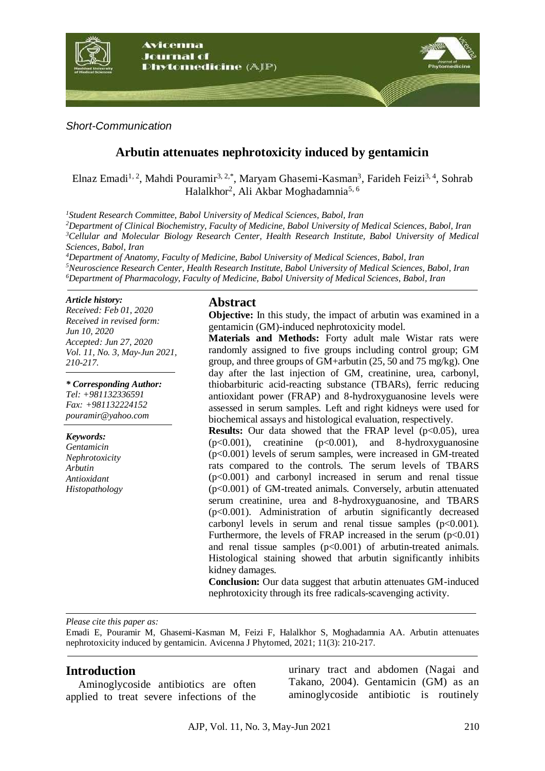*Short-Communication*

# Arbutin attenuates nephrotoxicity induced by gentamicin

Elnaz Emadi[1, 2], Mahdi Pouramir[3, 2,*], Maryam Ghasemi-Kasman[3], Farideh Feizi[3, 4], Sohrab Halalkhor[2], Ali Akbar Moghadamnia[5, 6]

[1]*Student Research Committee, Babol University of Medical Sciences, Babol, Iran*
[2]*Department of Clinical Biochemistry, Faculty of Medicine, Babol University of Medical Sciences, Babol, Iran*
[3]*Cellular and Molecular Biology Research Center, Health Research Institute, Babol University of Medical Sciences, Babol, Iran*
[4]*Department of Anatomy, Faculty of Medicine, Babol University of Medical Sciences, Babol, Iran*
[5]*Neuroscience Research Center, Health Research Institute, Babol University of Medical Sciences, Babol, Iran*
[6]*Department of Pharmacology, Faculty of Medicine, Babol University of Medical Sciences, Babol, Iran*

***Article history:***
*Received: Feb 01, 2020*
*Received in revised form: Jun 10, 2020*
*Accepted: Jun 27, 2020*
*Vol. 11, No. 3, May-Jun 2021, 210-217.*

***\* Corresponding Author:***
*Tel: +981132336591*
*Fax: +981132224152*
*pouramir@yahoo.com*

***Keywords:***
*Gentamicin*
*Nephrotoxicity*
*Arbutin*
*Antioxidant*
*Histopathology*

## Abstract

**Objective:** In this study, the impact of arbutin was examined in a gentamicin (GM)-induced nephrotoxicity model.

**Materials and Methods:** Forty adult male Wistar rats were randomly assigned to five groups including control group; GM group, and three groups of GM+arbutin (25, 50 and 75 mg/kg). One day after the last injection of GM, creatinine, urea, carbonyl, thiobarbituric acid-reacting substance (TBARs), ferric reducing antioxidant power (FRAP) and 8-hydroxyguanosine levels were assessed in serum samples. Left and right kidneys were used for biochemical assays and histological evaluation, respectively.

**Results:** Our data showed that the FRAP level ($p<0.05$), urea ($p<0.001$), creatinine ($p<0.001$), and 8-hydroxyguanosine ($p<0.001$) levels of serum samples, were increased in GM-treated rats compared to the controls. The serum levels of TBARS ($p<0.001$) and carbonyl increased in serum and renal tissue ($p<0.001$) of GM-treated animals. Conversely, arbutin attenuated serum creatinine, urea and 8-hydroxyguanosine, and TBARS ($p<0.001$). Administration of arbutin significantly decreased carbonyl levels in serum and renal tissue samples ($p<0.001$). Furthermore, the levels of FRAP increased in the serum ($p<0.01$) and renal tissue samples ($p<0.001$) of arbutin-treated animals. Histological staining showed that arbutin significantly inhibits kidney damages.

**Conclusion:** Our data suggest that arbutin attenuates GM-induced nephrotoxicity through its free radicals-scavenging activity.

*Please cite this paper as:*
Emadi E, Pouramir M, Ghasemi-Kasman M, Feizi F, Halalkhor S, Moghadamnia AA. Arbutin attenuates nephrotoxicity induced by gentamicin. Avicenna J Phytomed, 2021; 11(3): 210-217.

## Introduction

Aminoglycoside antibiotics are often applied to treat severe infections of the urinary tract and abdomen (Nagai and Takano, 2004). Gentamicin (GM) as an aminoglycoside antibiotic is routinely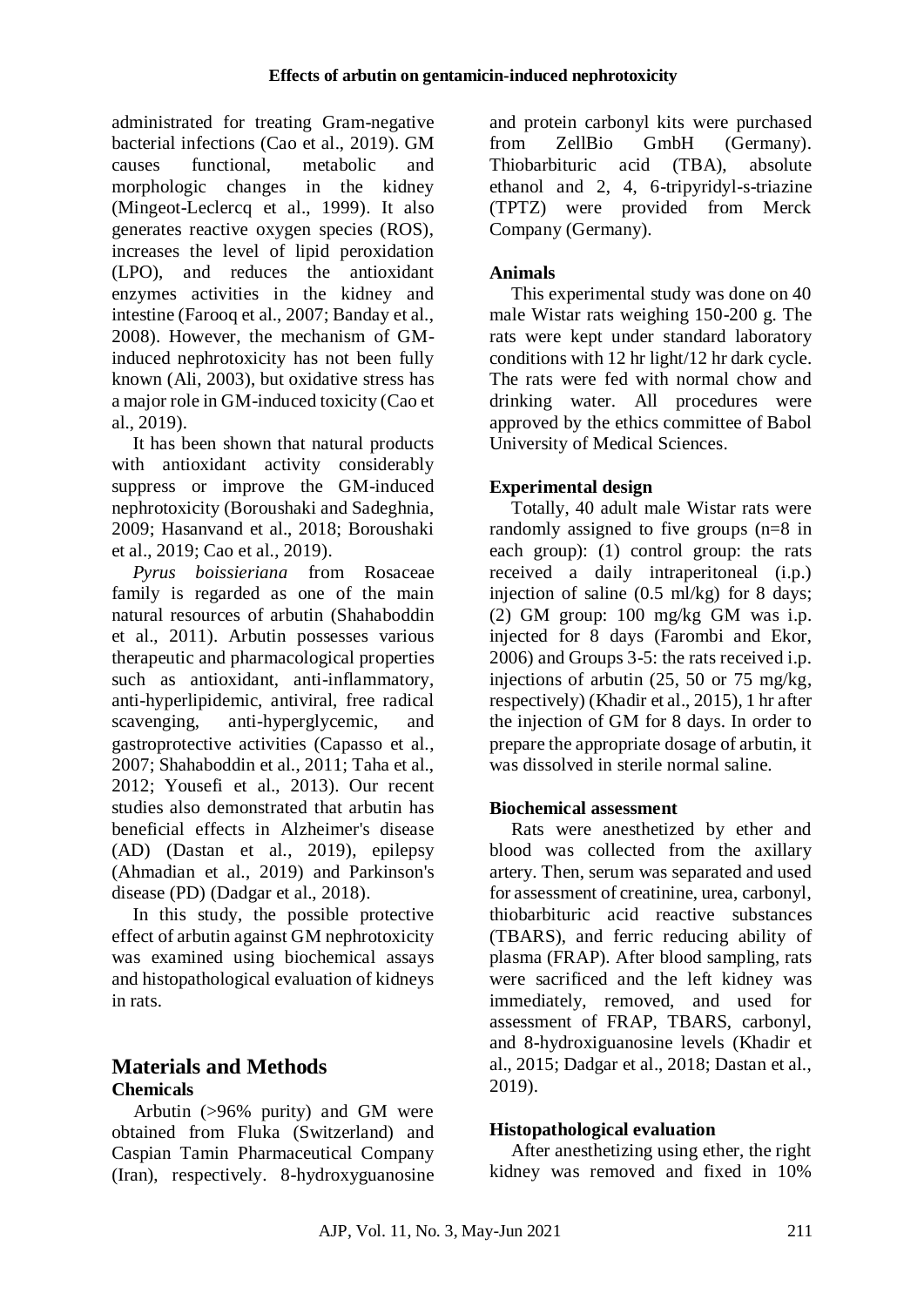administrated for treating Gram-negative bacterial infections (Cao et al., 2019). GM causes functional, metabolic and morphologic changes in the kidney (Mingeot-Leclercq et al., 1999). It also generates reactive oxygen species (ROS), increases the level of lipid peroxidation (LPO), and reduces the antioxidant enzymes activities in the kidney and intestine (Farooq et al., 2007; Banday et al., 2008). However, the mechanism of GM-induced nephrotoxicity has not been fully known (Ali, 2003), but oxidative stress has a major role in GM-induced toxicity (Cao et al., 2019).

It has been shown that natural products with antioxidant activity considerably suppress or improve the GM-induced nephrotoxicity (Boroushaki and Sadeghnia, 2009; Hasanvand et al., 2018; Boroushaki et al., 2019; Cao et al., 2019).

*Pyrus boissieriana* from Rosaceae family is regarded as one of the main natural resources of arbutin (Shahaboddin et al., 2011). Arbutin possesses various therapeutic and pharmacological properties such as antioxidant, anti-inflammatory, anti-hyperlipidemic, antiviral, free radical scavenging, anti-hyperglycemic, and gastroprotective activities (Capasso et al., 2007; Shahaboddin et al., 2011; Taha et al., 2012; Yousefi et al., 2013). Our recent studies also demonstrated that arbutin has beneficial effects in Alzheimer's disease (AD) (Dastan et al., 2019), epilepsy (Ahmadian et al., 2019) and Parkinson's disease (PD) (Dadgar et al., 2018).

In this study, the possible protective effect of arbutin against GM nephrotoxicity was examined using biochemical assays and histopathological evaluation of kidneys in rats.

## Materials and Methods

### Chemicals

Arbutin (>96% purity) and GM were obtained from Fluka (Switzerland) and Caspian Tamin Pharmaceutical Company (Iran), respectively. 8-hydroxyguanosine and protein carbonyl kits were purchased from ZellBio GmbH (Germany). Thiobarbituric acid (TBA), absolute ethanol and 2, 4, 6-tripyridyl-s-triazine (TPTZ) were provided from Merck Company (Germany).

### Animals

This experimental study was done on 40 male Wistar rats weighing 150-200 g. The rats were kept under standard laboratory conditions with 12 hr light/12 hr dark cycle. The rats were fed with normal chow and drinking water. All procedures were approved by the ethics committee of Babol University of Medical Sciences.

### Experimental design

Totally, 40 adult male Wistar rats were randomly assigned to five groups (n=8 in each group): (1) control group: the rats received a daily intraperitoneal (i.p.) injection of saline (0.5 ml/kg) for 8 days; (2) GM group: 100 mg/kg GM was i.p. injected for 8 days (Farombi and Ekor, 2006) and Groups 3-5: the rats received i.p. injections of arbutin (25, 50 or 75 mg/kg, respectively) (Khadir et al., 2015), 1 hr after the injection of GM for 8 days. In order to prepare the appropriate dosage of arbutin, it was dissolved in sterile normal saline.

### Biochemical assessment

Rats were anesthetized by ether and blood was collected from the axillary artery. Then, serum was separated and used for assessment of creatinine, urea, carbonyl, thiobarbituric acid reactive substances (TBARS), and ferric reducing ability of plasma (FRAP). After blood sampling, rats were sacrificed and the left kidney was immediately, removed, and used for assessment of FRAP, TBARS, carbonyl, and 8-hydroxiguanosine levels (Khadir et al., 2015; Dadgar et al., 2018; Dastan et al., 2019).

### Histopathological evaluation

After anesthetizing using ether, the right kidney was removed and fixed in 10%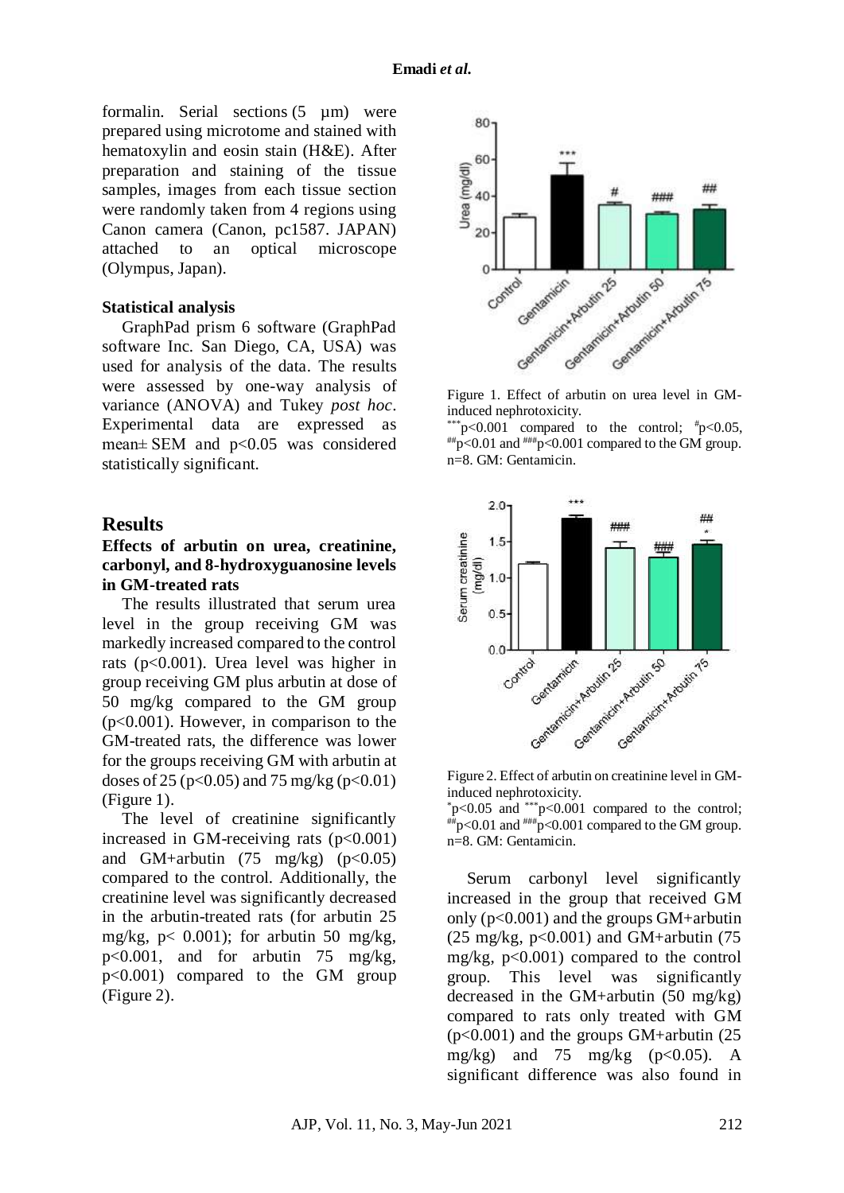formalin. Serial sections (5 µm) were prepared using microtome and stained with hematoxylin and eosin stain (H&E). After preparation and staining of the tissue samples, images from each tissue section were randomly taken from 4 regions using Canon camera (Canon, pc1587. JAPAN) attached to an optical microscope (Olympus, Japan).

**Statistical analysis**

GraphPad prism 6 software (GraphPad software Inc. San Diego, CA, USA) was used for analysis of the data. The results were assessed by one-way analysis of variance (ANOVA) and Tukey *post hoc*. Experimental data are expressed as mean± SEM and $p<0.05$ was considered statistically significant.

## Results

### Effects of arbutin on urea, creatinine, carbonyl, and 8-hydroxyguanosine levels in GM-treated rats

The results illustrated that serum urea level in the group receiving GM was markedly increased compared to the control rats ($p<0.001$). Urea level was higher in group receiving GM plus arbutin at dose of 50 mg/kg compared to the GM group ($p<0.001$). However, in comparison to the GM-treated rats, the difference was lower for the groups receiving GM with arbutin at doses of 25 ($p<0.05$) and 75 mg/kg ($p<0.01$) (Figure 1).

The level of creatinine significantly increased in GM-receiving rats ($p<0.001$) and GM+arbutin (75 mg/kg) ($p<0.05$) compared to the control. Additionally, the creatinine level was significantly decreased in the arbutin-treated rats (for arbutin 25 mg/kg, $p< 0.001$); for arbutin 50 mg/kg, $p<0.001$, and for arbutin 75 mg/kg, $p<0.001$) compared to the GM group (Figure 2).

Figure 1. Effect of arbutin on urea level in GM-induced nephrotoxicity.
$^{***}p<0.001$ compared to the control; $^{\#}p<0.05$, $^{\#\#}p<0.01$ and $^{\#\#\#}p<0.001$ compared to the GM group. n=8. GM: Gentamicin.

Figure 2. Effect of arbutin on creatinine level in GM-induced nephrotoxicity.
$^{*}p<0.05$ and $^{***}p<0.001$ compared to the control; $^{\#\#}p<0.01$ and $^{\#\#\#}p<0.001$ compared to the GM group. n=8. GM: Gentamicin.

Serum carbonyl level significantly increased in the group that received GM only ($p<0.001$) and the groups GM+arbutin (25 mg/kg, $p<0.001$) and GM+arbutin (75 mg/kg, $p<0.001$) compared to the control group. This level was significantly decreased in the GM+arbutin (50 mg/kg) compared to rats only treated with GM ($p<0.001$) and the groups GM+arbutin (25 mg/kg) and 75 mg/kg ($p<0.05$). A significant difference was also found in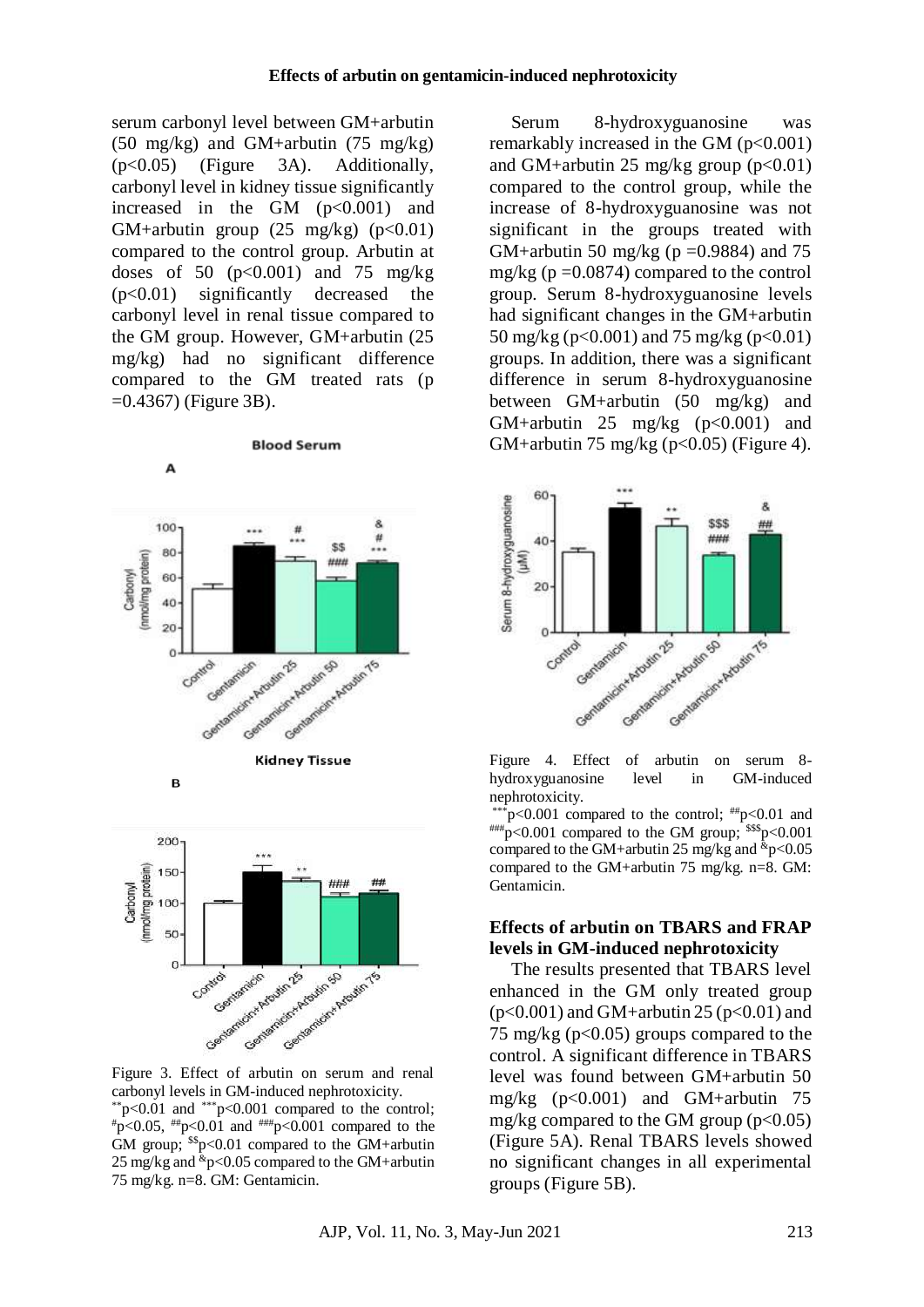serum carbonyl level between GM+arbutin (50 mg/kg) and GM+arbutin (75 mg/kg) ($p<0.05$) (Figure 3A). Additionally, carbonyl level in kidney tissue significantly increased in the GM ($p<0.001$) and GM+arbutin group (25 mg/kg) ($p<0.01$) compared to the control group. Arbutin at doses of 50 ($p<0.001$) and 75 mg/kg ($p<0.01$) significantly decreased the carbonyl level in renal tissue compared to the GM group. However, GM+arbutin (25 mg/kg) had no significant difference compared to the GM treated rats ($p=0.4367$) (Figure 3B).

Figure 3. Effect of arbutin on serum and renal carbonyl levels in GM-induced nephrotoxicity.
$^{**}p<0.01$ and $^{***}p<0.001$ compared to the control; $^{\#}p<0.05$, $^{\#\#}p<0.01$ and $^{\#\#\#}p<0.001$ compared to the GM group; $^{\$\$}p<0.01$ compared to the GM+arbutin 25 mg/kg and $^{\&}p<0.05$ compared to the GM+arbutin 75 mg/kg. n=8. GM: Gentamicin.

Serum 8-hydroxyguanosine was remarkably increased in the GM ($p<0.001$) and GM+arbutin 25 mg/kg group ($p<0.01$) compared to the control group, while the increase of 8-hydroxyguanosine was not significant in the groups treated with GM+arbutin 50 mg/kg ($p=0.9884$) and 75 mg/kg ($p=0.0874$) compared to the control group. Serum 8-hydroxyguanosine levels had significant changes in the GM+arbutin 50 mg/kg ($p<0.001$) and 75 mg/kg ($p<0.01$) groups. In addition, there was a significant difference in serum 8-hydroxyguanosine between GM+arbutin (50 mg/kg) and GM+arbutin 25 mg/kg ($p<0.001$) and GM+arbutin 75 mg/kg ($p<0.05$) (Figure 4).

Figure 4. Effect of arbutin on serum 8-hydroxyguanosine level in GM-induced nephrotoxicity.
$^{***}p<0.001$ compared to the control; $^{\#\#}p<0.01$ and $^{\#\#\#}p<0.001$ compared to the GM group; $^{\$\$\$}p<0.001$ compared to the GM+arbutin 25 mg/kg and $^{\&}p<0.05$ compared to the GM+arbutin 75 mg/kg. n=8. GM: Gentamicin.

### Effects of arbutin on TBARS and FRAP levels in GM-induced nephrotoxicity

The results presented that TBARS level enhanced in the GM only treated group ($p<0.001$) and GM+arbutin 25 ($p<0.01$) and 75 mg/kg ($p<0.05$) groups compared to the control. A significant difference in TBARS level was found between GM+arbutin 50 mg/kg ($p<0.001$) and GM+arbutin 75 mg/kg compared to the GM group ($p<0.05$) (Figure 5A). Renal TBARS levels showed no significant changes in all experimental groups (Figure 5B).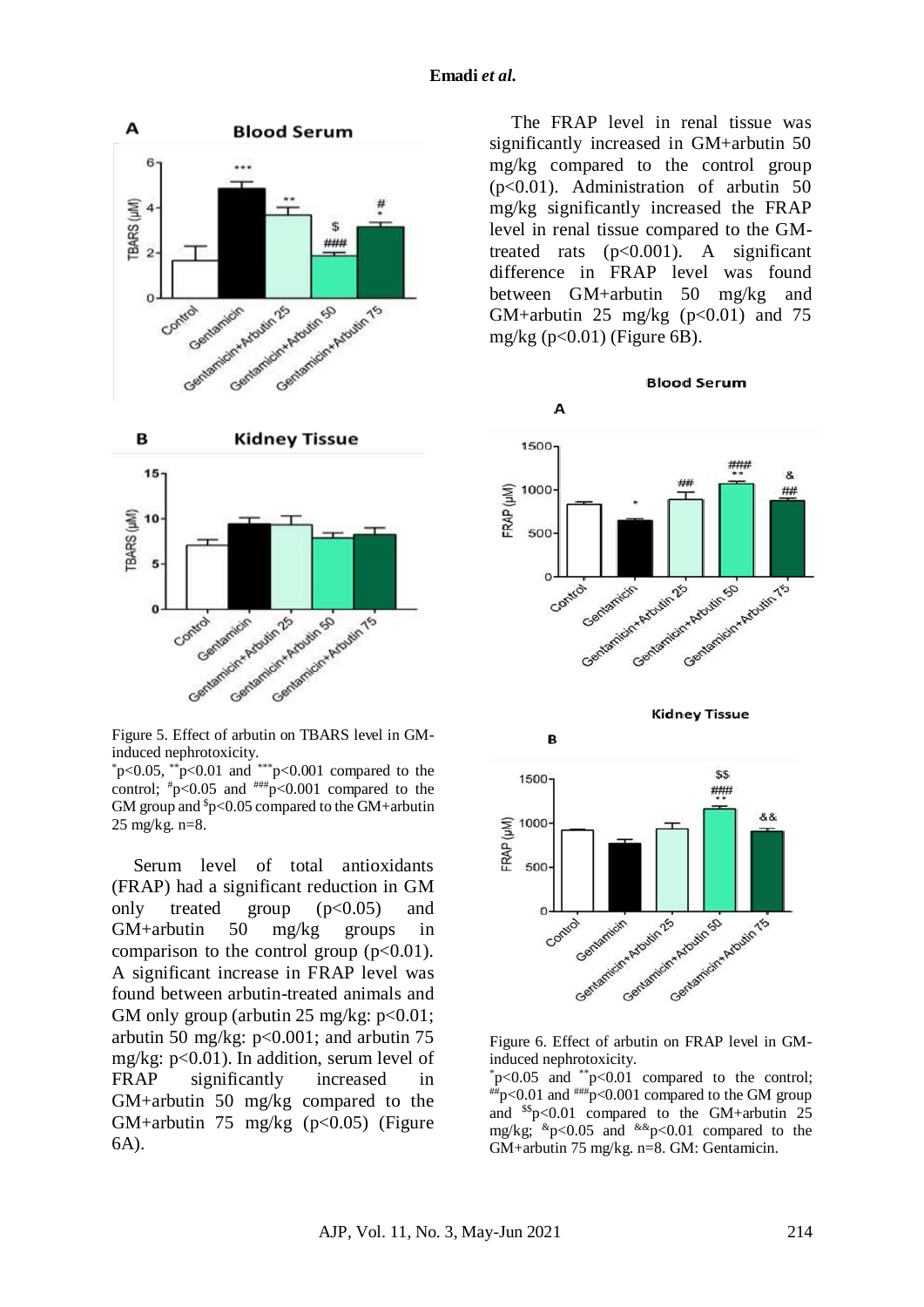Figure 5. Effect of arbutin on TBARS level in GM-induced nephrotoxicity.
*p<0.05, **p<0.01 and ***p<0.001 compared to the control; #p<0.05 and ###p<0.001 compared to the GM group and $p<0.05 compared to the GM+arbutin 25 mg/kg. n=8.

Serum level of total antioxidants (FRAP) had a significant reduction in GM only treated group ($p<0.05$) and GM+arbutin 50 mg/kg groups in comparison to the control group ($p<0.01$). A significant increase in FRAP level was found between arbutin-treated animals and GM only group (arbutin 25 mg/kg: $p<0.01$; arbutin 50 mg/kg: $p<0.001$; and arbutin 75 mg/kg: $p<0.01$). In addition, serum level of FRAP significantly increased in GM+arbutin 50 mg/kg compared to the GM+arbutin 75 mg/kg ($p<0.05$) (Figure 6A).

The FRAP level in renal tissue was significantly increased in GM+arbutin 50 mg/kg compared to the control group ($p<0.01$). Administration of arbutin 50 mg/kg significantly increased the FRAP level in renal tissue compared to the GM-treated rats ($p<0.001$). A significant difference in FRAP level was found between GM+arbutin 50 mg/kg and GM+arbutin 25 mg/kg ($p<0.01$) and 75 mg/kg ($p<0.01$) (Figure 6B).

Figure 6. Effect of arbutin on FRAP level in GM-induced nephrotoxicity.
*p<0.05 and **p<0.01 compared to the control; ##p<0.01 and ###p<0.001 compared to the GM group and $$p<0.01 compared to the GM+arbutin 25 mg/kg; &p<0.05 and &&p<0.01 compared to the GM+arbutin 75 mg/kg. n=8. GM: Gentamicin.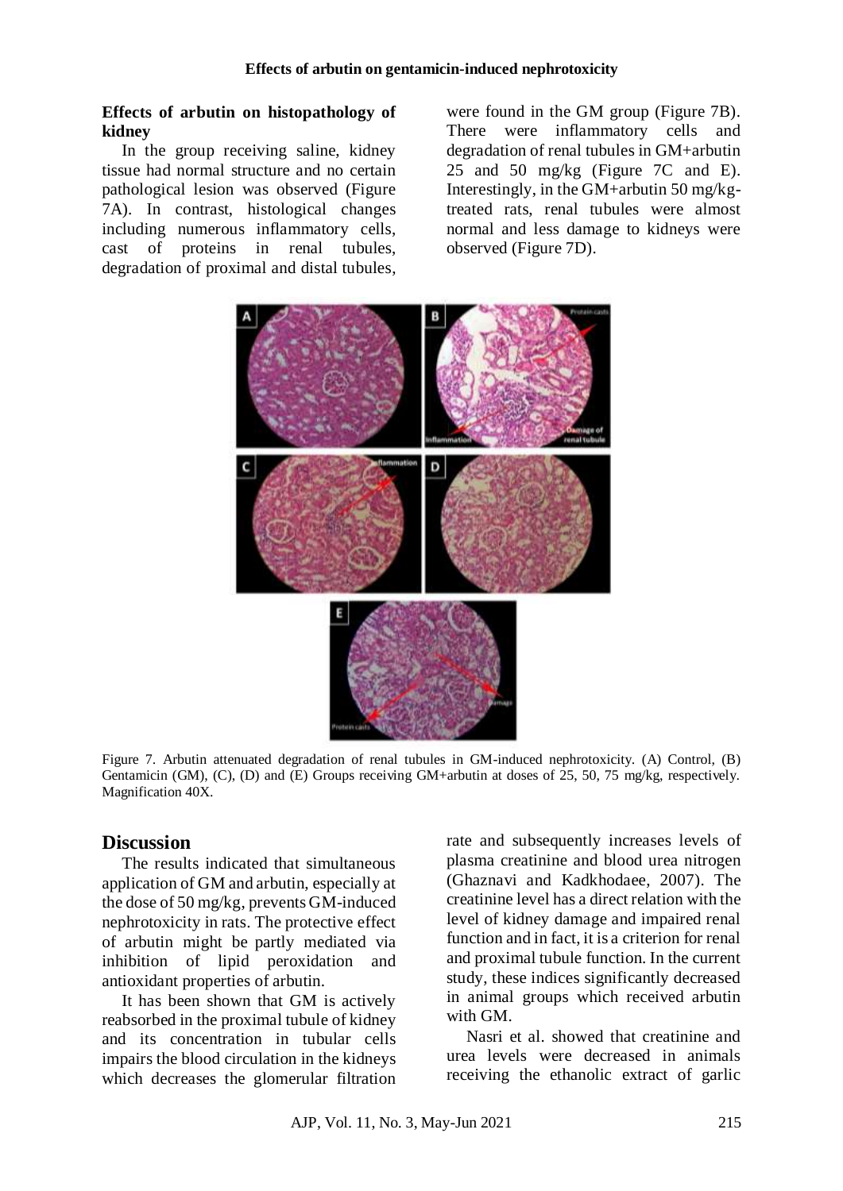### Effects of arbutin on histopathology of kidney

In the group receiving saline, kidney tissue had normal structure and no certain pathological lesion was observed (Figure 7A). In contrast, histological changes including numerous inflammatory cells, cast of proteins in renal tubules, degradation of proximal and distal tubules, were found in the GM group (Figure 7B). There were inflammatory cells and degradation of renal tubules in GM+arbutin 25 and 50 mg/kg (Figure 7C and E). Interestingly, in the GM+arbutin 50 mg/kg-treated rats, renal tubules were almost normal and less damage to kidneys were observed (Figure 7D).

Figure 7. Arbutin attenuated degradation of renal tubules in GM-induced nephrotoxicity. (A) Control, (B) Gentamicin (GM), (C), (D) and (E) Groups receiving GM+arbutin at doses of 25, 50, 75 mg/kg, respectively. Magnification 40X.

## Discussion

The results indicated that simultaneous application of GM and arbutin, especially at the dose of 50 mg/kg, prevents GM-induced nephrotoxicity in rats. The protective effect of arbutin might be partly mediated via inhibition of lipid peroxidation and antioxidant properties of arbutin.

It has been shown that GM is actively reabsorbed in the proximal tubule of kidney and its concentration in tubular cells impairs the blood circulation in the kidneys which decreases the glomerular filtration rate and subsequently increases levels of plasma creatinine and blood urea nitrogen (Ghaznavi and Kadkhodaee, 2007). The creatinine level has a direct relation with the level of kidney damage and impaired renal function and in fact, it is a criterion for renal and proximal tubule function. In the current study, these indices significantly decreased in animal groups which received arbutin with GM.

Nasri et al. showed that creatinine and urea levels were decreased in animals receiving the ethanolic extract of garlic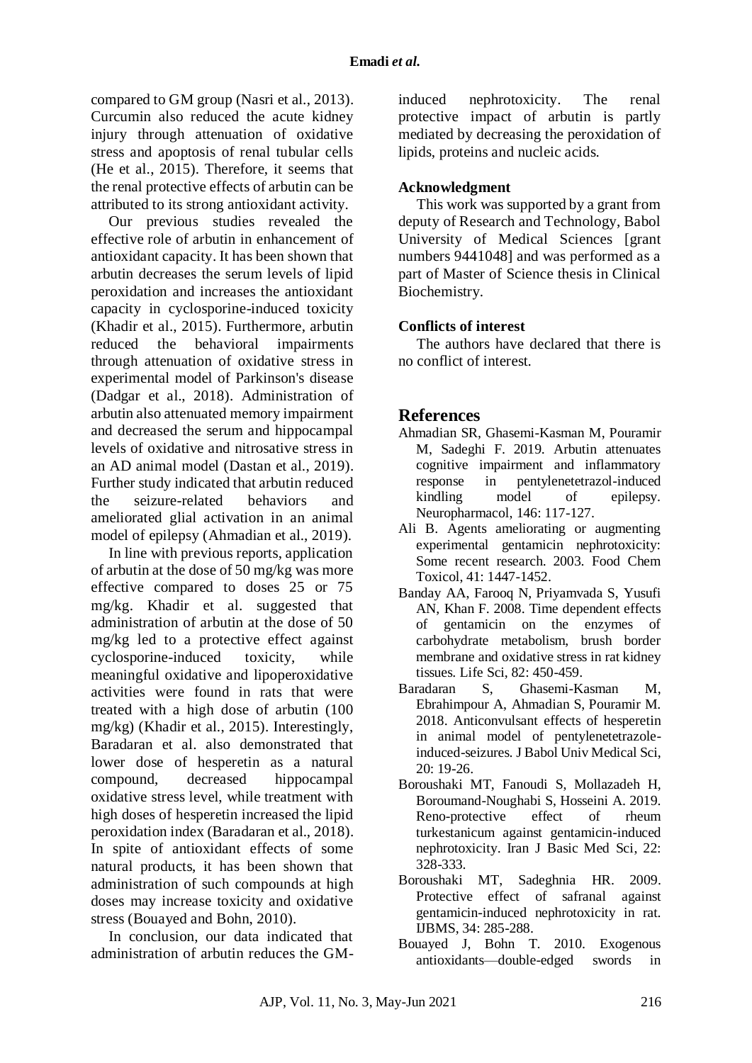compared to GM group (Nasri et al., 2013). Curcumin also reduced the acute kidney injury through attenuation of oxidative stress and apoptosis of renal tubular cells (He et al., 2015). Therefore, it seems that the renal protective effects of arbutin can be attributed to its strong antioxidant activity.

Our previous studies revealed the effective role of arbutin in enhancement of antioxidant capacity. It has been shown that arbutin decreases the serum levels of lipid peroxidation and increases the antioxidant capacity in cyclosporine-induced toxicity (Khadir et al., 2015). Furthermore, arbutin reduced the behavioral impairments through attenuation of oxidative stress in experimental model of Parkinson's disease (Dadgar et al., 2018). Administration of arbutin also attenuated memory impairment and decreased the serum and hippocampal levels of oxidative and nitrosative stress in an AD animal model (Dastan et al., 2019). Further study indicated that arbutin reduced the seizure-related behaviors and ameliorated glial activation in an animal model of epilepsy (Ahmadian et al., 2019).

In line with previous reports, application of arbutin at the dose of 50 mg/kg was more effective compared to doses 25 or 75 mg/kg. Khadir et al. suggested that administration of arbutin at the dose of 50 mg/kg led to a protective effect against cyclosporine-induced toxicity, while meaningful oxidative and lipoperoxidative activities were found in rats that were treated with a high dose of arbutin (100 mg/kg) (Khadir et al., 2015). Interestingly, Baradaran et al. also demonstrated that lower dose of hesperetin as a natural compound, decreased hippocampal oxidative stress level, while treatment with high doses of hesperetin increased the lipid peroxidation index (Baradaran et al., 2018). In spite of antioxidant effects of some natural products, it has been shown that administration of such compounds at high doses may increase toxicity and oxidative stress (Bouayed and Bohn, 2010).

In conclusion, our data indicated that administration of arbutin reduces the GM-induced nephrotoxicity. The renal protective impact of arbutin is partly mediated by decreasing the peroxidation of lipids, proteins and nucleic acids.

### Acknowledgment

This work was supported by a grant from deputy of Research and Technology, Babol University of Medical Sciences [grant numbers 9441048] and was performed as a part of Master of Science thesis in Clinical Biochemistry.

### Conflicts of interest

The authors have declared that there is no conflict of interest.

## References

Ahmadian SR, Ghasemi-Kasman M, Pouramir M, Sadeghi F. 2019. Arbutin attenuates cognitive impairment and inflammatory response in pentylenetetrazol-induced kindling model of epilepsy. Neuropharmacol, 146: 117-127.

Ali B. Agents ameliorating or augmenting experimental gentamicin nephrotoxicity: Some recent research. 2003. Food Chem Toxicol, 41: 1447-1452.

Banday AA, Farooq N, Priyamvada S, Yusufi AN, Khan F. 2008. Time dependent effects of gentamicin on the enzymes of carbohydrate metabolism, brush border membrane and oxidative stress in rat kidney tissues. Life Sci, 82: 450-459.

Baradaran S, Ghasemi-Kasman M, Ebrahimpour A, Ahmadian S, Pouramir M. 2018. Anticonvulsant effects of hesperetin in animal model of pentylenetetrazole-induced-seizures. J Babol Univ Medical Sci, 20: 19-26.

Boroushaki MT, Fanoudi S, Mollazadeh H, Boroumand-Noughabi S, Hosseini A. 2019. Reno-protective effect of rheum turkestanicum against gentamicin-induced nephrotoxicity. Iran J Basic Med Sci, 22: 328-333.

Boroushaki MT, Sadeghnia HR. 2009. Protective effect of safranal against gentamicin-induced nephrotoxicity in rat. IJBMS, 34: 285-288.

Bouayed J, Bohn T. 2010. Exogenous antioxidants—double-edged swords in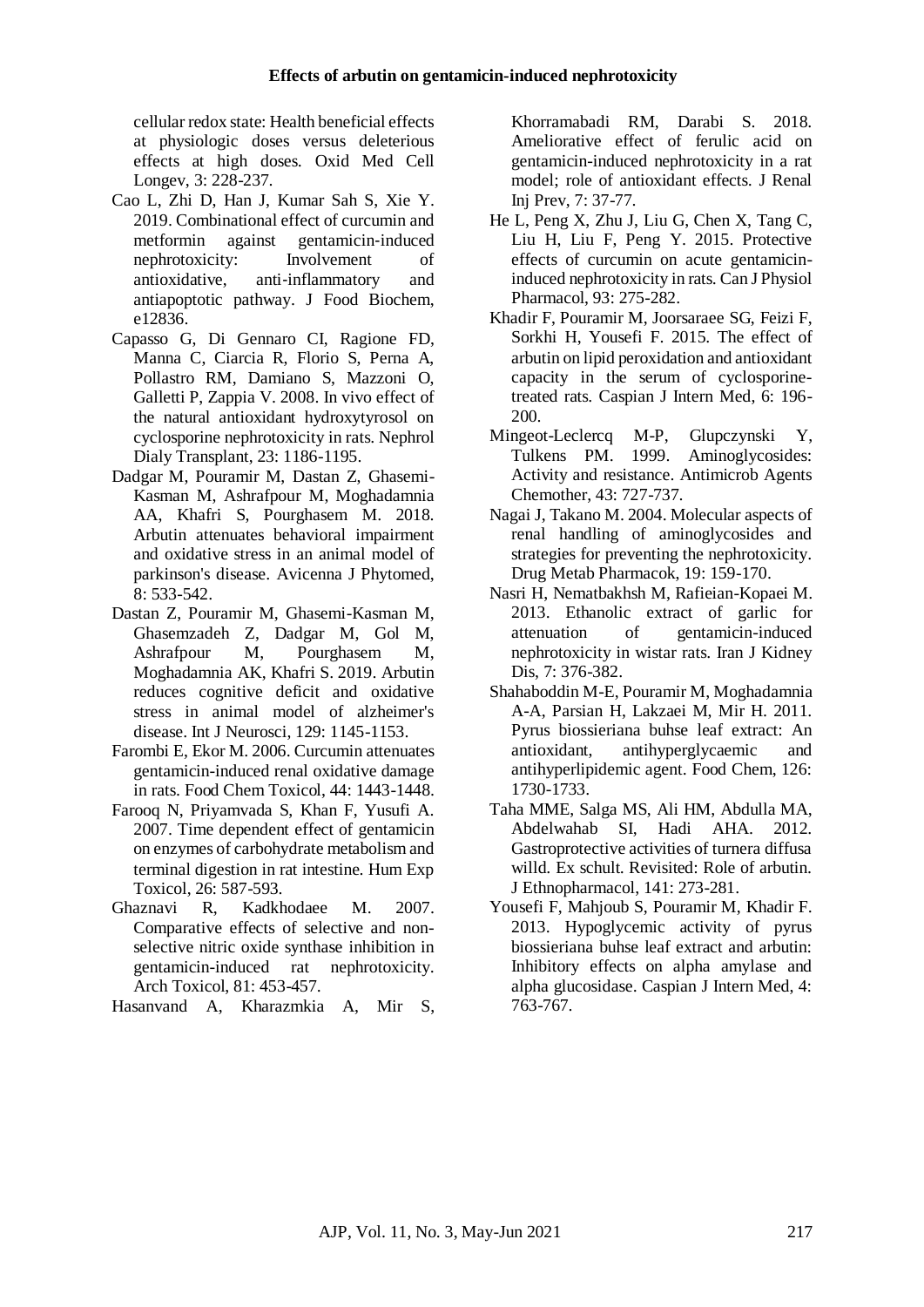cellular redox state: Health beneficial effects at physiologic doses versus deleterious effects at high doses. Oxid Med Cell Longev, 3: 228-237.

Cao L, Zhi D, Han J, Kumar Sah S, Xie Y. 2019. Combinational effect of curcumin and metformin against gentamicin-induced nephrotoxicity: Involvement of antioxidative, anti-inflammatory and antiapoptotic pathway. J Food Biochem, e12836.

Capasso G, Di Gennaro CI, Ragione FD, Manna C, Ciarcia R, Florio S, Perna A, Pollastro RM, Damiano S, Mazzoni O, Galletti P, Zappia V. 2008. In vivo effect of the natural antioxidant hydroxytyrosol on cyclosporine nephrotoxicity in rats. Nephrol Dialy Transplant, 23: 1186-1195.

Dadgar M, Pouramir M, Dastan Z, Ghasemi-Kasman M, Ashrafpour M, Moghadamnia AA, Khafri S, Pourghasem M. 2018. Arbutin attenuates behavioral impairment and oxidative stress in an animal model of parkinson's disease. Avicenna J Phytomed, 8: 533-542.

Dastan Z, Pouramir M, Ghasemi-Kasman M, Ghasemzadeh Z, Dadgar M, Gol M, Ashrafpour M, Pourghasem M, Moghadamnia AK, Khafri S. 2019. Arbutin reduces cognitive deficit and oxidative stress in animal model of alzheimer's disease. Int J Neurosci, 129: 1145-1153.

Farombi E, Ekor M. 2006. Curcumin attenuates gentamicin-induced renal oxidative damage in rats. Food Chem Toxicol, 44: 1443-1448.

Farooq N, Priyamvada S, Khan F, Yusufi A. 2007. Time dependent effect of gentamicin on enzymes of carbohydrate metabolism and terminal digestion in rat intestine. Hum Exp Toxicol, 26: 587-593.

Ghaznavi R, Kadkhodaee M. 2007. Comparative effects of selective and non-selective nitric oxide synthase inhibition in gentamicin-induced rat nephrotoxicity. Arch Toxicol, 81: 453-457.

Hasanvand A, Kharazmkia A, Mir S, Khorramabadi RM, Darabi S. 2018. Ameliorative effect of ferulic acid on gentamicin-induced nephrotoxicity in a rat model; role of antioxidant effects. J Renal Inj Prev, 7: 37-77.

He L, Peng X, Zhu J, Liu G, Chen X, Tang C, Liu H, Liu F, Peng Y. 2015. Protective effects of curcumin on acute gentamicin-induced nephrotoxicity in rats. Can J Physiol Pharmacol, 93: 275-282.

Khadir F, Pouramir M, Joorsaraee SG, Feizi F, Sorkhi H, Yousefi F. 2015. The effect of arbutin on lipid peroxidation and antioxidant capacity in the serum of cyclosporine-treated rats. Caspian J Intern Med, 6: 196-200.

Mingeot-Leclercq M-P, Glupczynski Y, Tulkens PM. 1999. Aminoglycosides: Activity and resistance. Antimicrob Agents Chemother, 43: 727-737.

Nagai J, Takano M. 2004. Molecular aspects of renal handling of aminoglycosides and strategies for preventing the nephrotoxicity. Drug Metab Pharmacok, 19: 159-170.

Nasri H, Nematbakhsh M, Rafieian-Kopaei M. 2013. Ethanolic extract of garlic for attenuation of gentamicin-induced nephrotoxicity in wistar rats. Iran J Kidney Dis, 7: 376-382.

Shahaboddin M-E, Pouramir M, Moghadamnia A-A, Parsian H, Lakzaei M, Mir H. 2011. Pyrus biossieriana buhse leaf extract: An antioxidant, antihyperglycaemic and antihyperlipidemic agent. Food Chem, 126: 1730-1733.

Taha MME, Salga MS, Ali HM, Abdulla MA, Abdelwahab SI, Hadi AHA. 2012. Gastroprotective activities of turnera diffusa willd. Ex schult. Revisited: Role of arbutin. J Ethnopharmacol, 141: 273-281.

Yousefi F, Mahjoub S, Pouramir M, Khadir F. 2013. Hypoglycemic activity of pyrus biossieriana buhse leaf extract and arbutin: Inhibitory effects on alpha amylase and alpha glucosidase. Caspian J Intern Med, 4: 763-767.